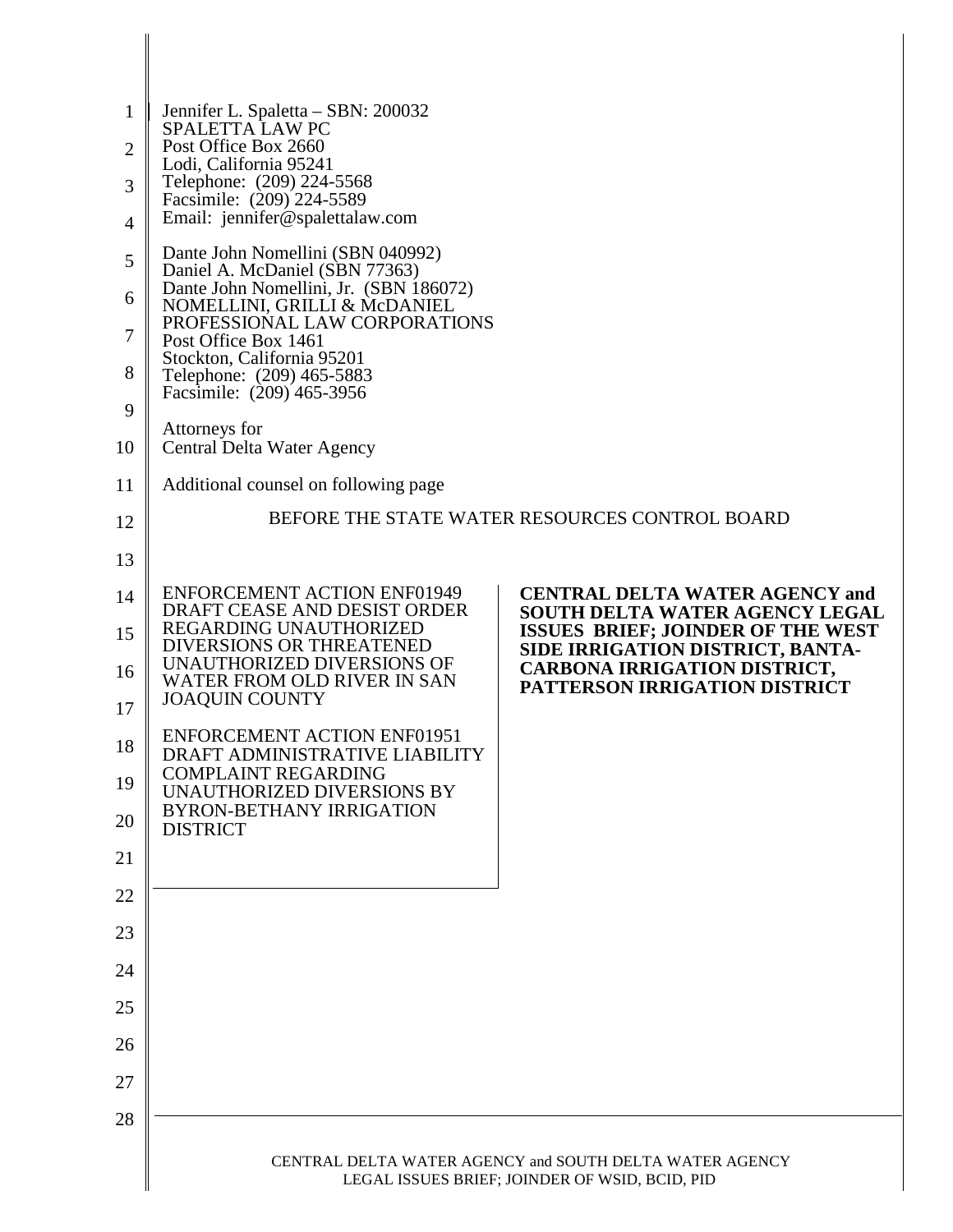Jennifer L. Spaletta – SBN: 200032
SPALETTA LAW PC
Post Office Box 2660
Lodi, California 95241
Telephone: (209) 224-5568
Facsimile: (209) 224-5589
Email: jennifer@spalettalaw.com

Dante John Nomellini (SBN 040992)
Daniel A. McDaniel (SBN 77363)
Dante John Nomellini, Jr. (SBN 186072)
NOMELLINI, GRILLI & McDANIEL
PROFESSIONAL LAW CORPORATIONS
Post Office Box 1461
Stockton, California 95201
Telephone: (209) 465-5883
Facsimile: (209) 465-3956

Attorneys for
Central Delta Water Agency

Additional counsel on following page

BEFORE THE STATE WATER RESOURCES CONTROL BOARD

ENFORCEMENT ACTION ENF01949
DRAFT CEASE AND DESIST ORDER
REGARDING UNAUTHORIZED
DIVERSIONS OR THREATENED
UNAUTHORIZED DIVERSIONS OF
WATER FROM OLD RIVER IN SAN
JOAQUIN COUNTY

ENFORCEMENT ACTION ENF01951
DRAFT ADMINISTRATIVE LIABILITY
COMPLAINT REGARDING
UNAUTHORIZED DIVERSIONS BY
BYRON-BETHANY IRRIGATION
DISTRICT

**CENTRAL DELTA WATER AGENCY and SOUTH DELTA WATER AGENCY LEGAL ISSUES BRIEF; JOINDER OF THE WEST SIDE IRRIGATION DISTRICT, BANTA-CARBONA IRRIGATION DISTRICT, PATTERSON IRRIGATION DISTRICT**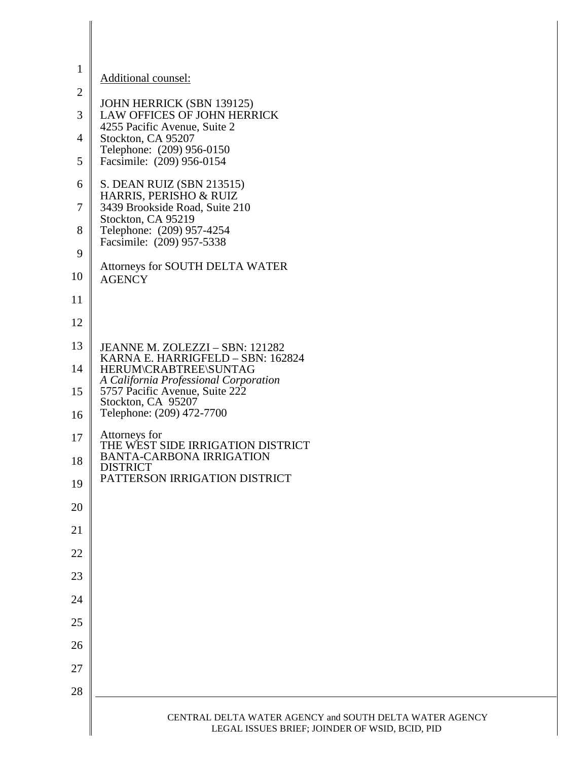Additional counsel:

JOHN HERRICK (SBN 139125)
LAW OFFICES OF JOHN HERRICK
4255 Pacific Avenue, Suite 2
Stockton, CA 95207
Telephone: (209) 956-0150
Facsimile: (209) 956-0154

S. DEAN RUIZ (SBN 213515)
HARRIS, PERISHO & RUIZ
3439 Brookside Road, Suite 210
Stockton, CA 95219
Telephone: (209) 957-4254
Facsimile: (209) 957-5338

Attorneys for SOUTH DELTA WATER AGENCY

JEANNE M. ZOLEZZI – SBN: 121282
KARNA E. HARRIGFELD – SBN: 162824
HERUM\CRABTREE\SUNTAG
*A California Professional Corporation*
5757 Pacific Avenue, Suite 222
Stockton, CA 95207
Telephone: (209) 472-7700

Attorneys for
THE WEST SIDE IRRIGATION DISTRICT
BANTA-CARBONA IRRIGATION DISTRICT
PATTERSON IRRIGATION DISTRICT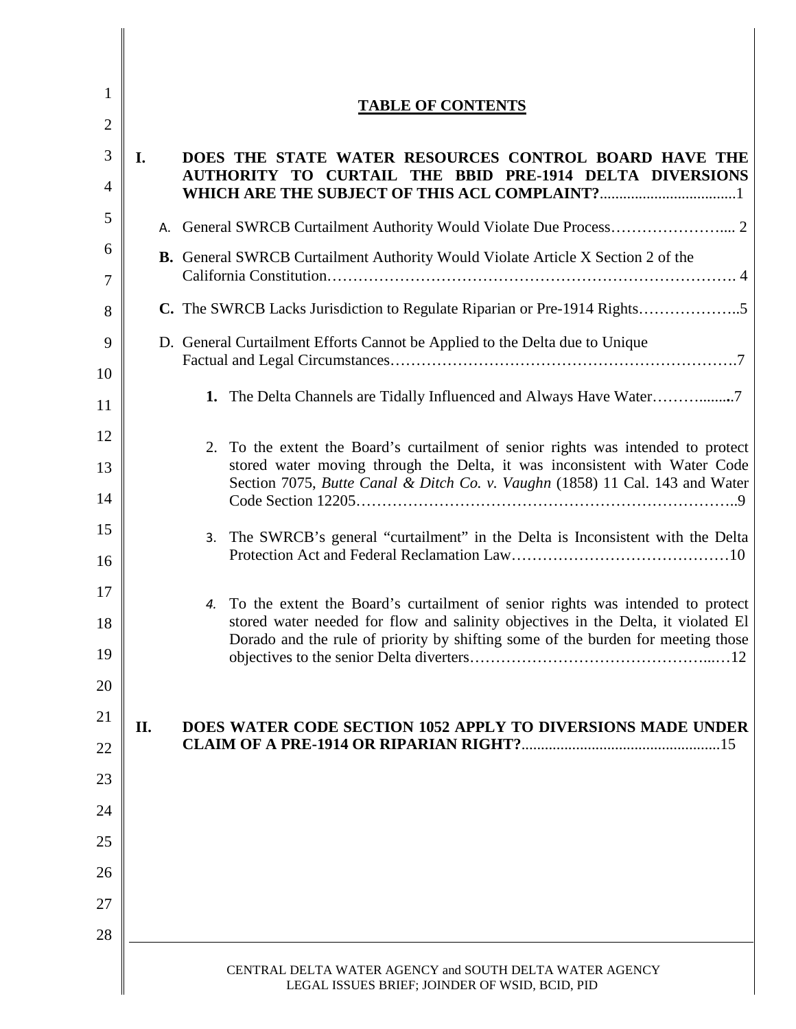## TABLE OF CONTENTS

**I. DOES THE STATE WATER RESOURCES CONTROL BOARD HAVE THE AUTHORITY TO CURTAIL THE BBID PRE-1914 DELTA DIVERSIONS WHICH ARE THE SUBJECT OF THIS ACL COMPLAINT?**..................................1

A. General SWRCB Curtailment Authority Would Violate Due Process…………………..... 2

**B.** General SWRCB Curtailment Authority Would Violate Article X Section 2 of the California Constitution………………………………………………………………….. 4

**C.** The SWRCB Lacks Jurisdiction to Regulate Riparian or Pre-1914 Rights………………..5

D. General Curtailment Efforts Cannot be Applied to the Delta due to Unique Factual and Legal Circumstances……………………………………………………….7

**1.** The Delta Channels are Tidally Influenced and Always Have Water……….........7

2. To the extent the Board's curtailment of senior rights was intended to protect stored water moving through the Delta, it was inconsistent with Water Code Section 7075, *Butte Canal & Ditch Co. v. Vaughn* (1858) 11 Cal. 143 and Water Code Section 12205……………………………………………………………..9

3. The SWRCB's general "curtailment" in the Delta is Inconsistent with the Delta Protection Act and Federal Reclamation Law……………………………………10

*4.* To the extent the Board's curtailment of senior rights was intended to protect stored water needed for flow and salinity objectives in the Delta, it violated El Dorado and the rule of priority by shifting some of the burden for meeting those objectives to the senior Delta diverters……………………………………...…12

**II. DOES WATER CODE SECTION 1052 APPLY TO DIVERSIONS MADE UNDER CLAIM OF A PRE-1914 OR RIPARIAN RIGHT?**...................................................15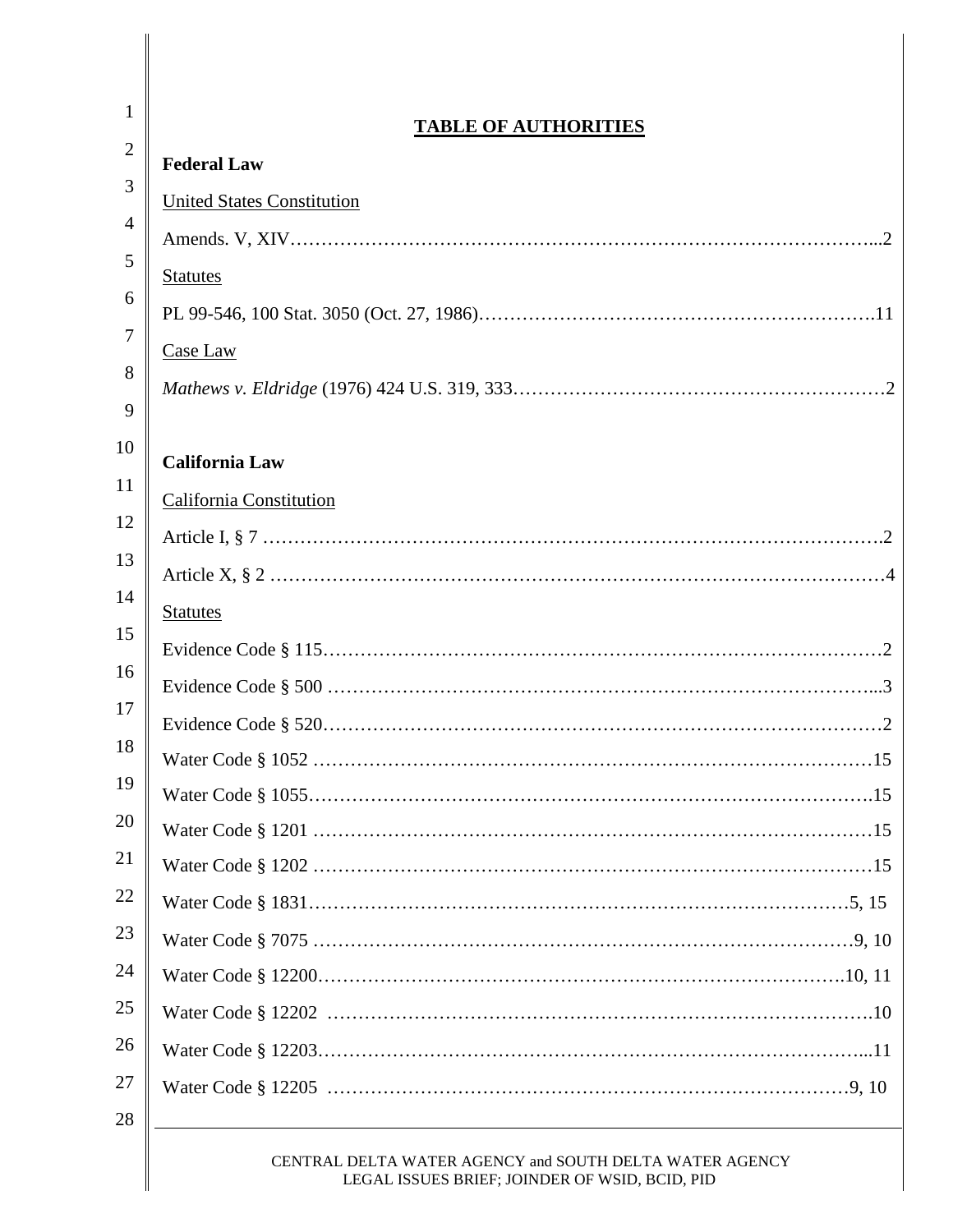# TABLE OF AUTHORITIES

**Federal Law**

United States Constitution

Amends. V, XIV……………………………………………………………………………...2

Statutes

PL 99-546, 100 Stat. 3050 (Oct. 27, 1986)………………………………………………….11

Case Law

*Mathews v. Eldridge* (1976) 424 U.S. 319, 333……………………………………………………2

**California Law**

California Constitution

Article I, § 7 ……………………………………………………………………………….2

Article X, § 2 ………………………………………………………………………………4

Statutes

Evidence Code § 115………………………………………………………………………2

Evidence Code § 500 ……………………………………………………………………...3

Evidence Code § 520………………………………………………………………………2

Water Code § 1052 ………………………………………………………………………15

Water Code § 1055……………………………………………………………………….15

Water Code § 1201 ………………………………………………………………………15

Water Code § 1202 ………………………………………………………………………15

Water Code § 1831………………………………………………………………………5, 15

Water Code § 7075 ………………………………………………………………………9, 10

Water Code § 12200…………………………………………………………………….10, 11

Water Code § 12202 ……………………………………………………………………….10

Water Code § 12203……………………………………………………………………...11

Water Code § 12205 ……………………………………………………………………9, 10

CENTRAL DELTA WATER AGENCY and SOUTH DELTA WATER AGENCY
LEGAL ISSUES BRIEF; JOINDER OF WSID, BCID, PID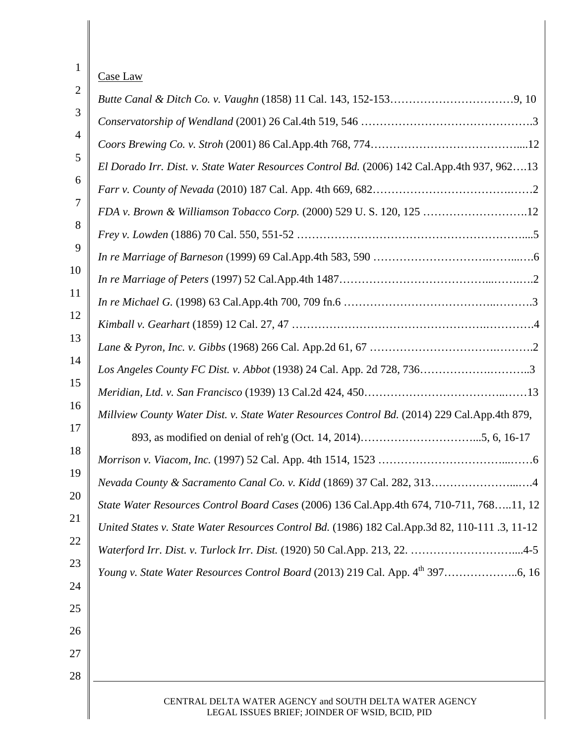Case Law

*Butte Canal & Ditch Co. v. Vaughn* (1858) 11 Cal. 143, 152-153……………………………9, 10

*Conservatorship of Wendland* (2001) 26 Cal.4th 519, 546 ……………………………………….3

*Coors Brewing Co. v. Stroh* (2001) 86 Cal.App.4th 768, 774……………………………………....12

*El Dorado Irr. Dist. v. State Water Resources Control Bd.* (2006) 142 Cal.App.4th 937, 962….13

*Farr v. County of Nevada* (2010) 187 Cal. App. 4th 669, 682………………………………….….2

*FDA v. Brown & Williamson Tobacco Corp.* (2000) 529 U. S. 120, 125 ……………………….12

*Frey v. Lowden* (1886) 70 Cal. 550, 551-52 ……………………………………………………....5

*In re Marriage of Barneson* (1999) 69 Cal.App.4th 583, 590 ……………………….……..….6

*In re Marriage of Peters* (1997) 52 Cal.App.4th 1487………………………………...…….….2

*In re Michael G.* (1998) 63 Cal.App.4th 700, 709 fn.6 ………………………………..……….3

*Kimball v. Gearhart* (1859) 12 Cal. 27, 47 …………………………………………….………….4

*Lane & Pyron, Inc. v. Gibbs* (1968) 266 Cal. App.2d 61, 67 ……………………………….……..2

*Los Angeles County FC Dist. v. Abbot* (1938) 24 Cal. App. 2d 728, 736…………….………..3

*Meridian, Ltd. v. San Francisco* (1939) 13 Cal.2d 424, 450……………………………..……13

*Millview County Water Dist. v. State Water Resources Control Bd.* (2014) 229 Cal.App.4th 879, 893, as modified on denial of reh'g (Oct. 14, 2014)…………………………...5, 6, 16-17

*Morrison v. Viacom, Inc.* (1997) 52 Cal. App. 4th 1514, 1523 ……………………………...……6

*Nevada County & Sacramento Canal Co. v. Kidd* (1869) 37 Cal. 282, 313…………………...….4

*State Water Resources Control Board Cases* (2006) 136 Cal.App.4th 674, 710-711, 768…..11, 12

*United States v. State Water Resources Control Bd.* (1986) 182 Cal.App.3d 82, 110-111 .3, 11-12

*Waterford Irr. Dist. v. Turlock Irr. Dist.* (1920) 50 Cal.App. 213, 22. ……………………….....4-5

*Young v. State Water Resources Control Board* (2013) 219 Cal. App. 4th 397………………..6, 16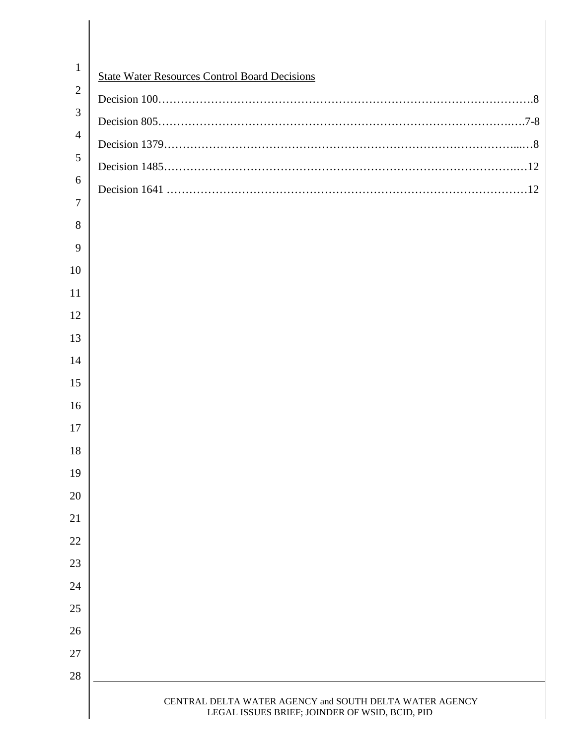<u>State Water Resources Control Board Decisions</u>

Decision 100……………………………………………………………………………………….8

Decision 805…………………………………………………………………………………….7-8

Decision 1379…………………………………………………………………………………...8

Decision 1485…………………………………………………………………………………..12

Decision 1641 ……………………………………………………………………………………12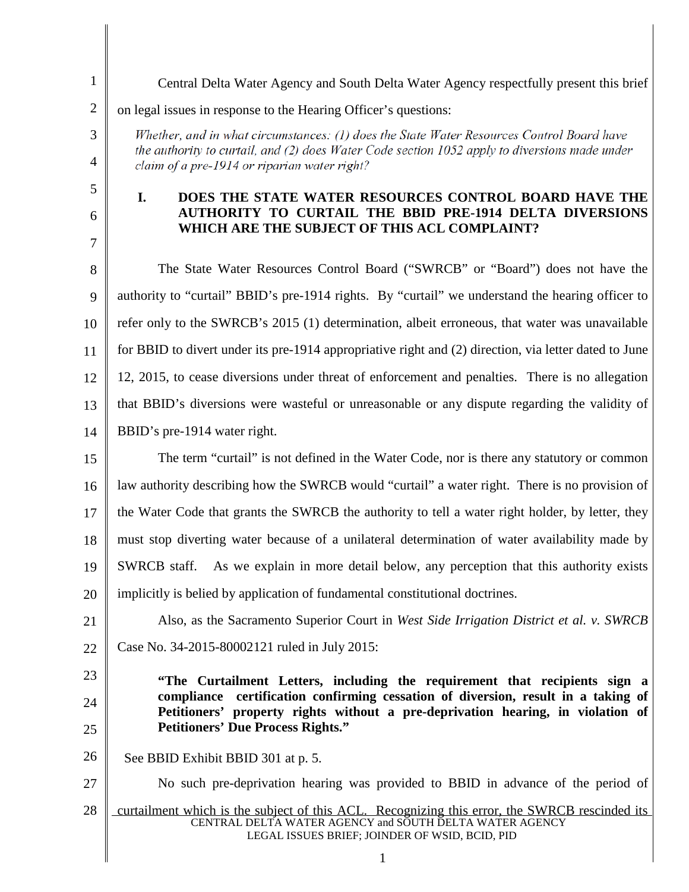Central Delta Water Agency and South Delta Water Agency respectfully present this brief on legal issues in response to the Hearing Officer's questions:

*Whether, and in what circumstances: (1) does the State Water Resources Control Board have the authority to curtail, and (2) does Water Code section 1052 apply to diversions made under claim of a pre-1914 or riparian water right?*

## I. DOES THE STATE WATER RESOURCES CONTROL BOARD HAVE THE AUTHORITY TO CURTAIL THE BBID PRE-1914 DELTA DIVERSIONS WHICH ARE THE SUBJECT OF THIS ACL COMPLAINT?

The State Water Resources Control Board ("SWRCB" or "Board") does not have the authority to "curtail" BBID's pre-1914 rights. By "curtail" we understand the hearing officer to refer only to the SWRCB's 2015 (1) determination, albeit erroneous, that water was unavailable for BBID to divert under its pre-1914 appropriative right and (2) direction, via letter dated to June 12, 2015, to cease diversions under threat of enforcement and penalties. There is no allegation that BBID's diversions were wasteful or unreasonable or any dispute regarding the validity of BBID's pre-1914 water right.

The term "curtail" is not defined in the Water Code, nor is there any statutory or common law authority describing how the SWRCB would "curtail" a water right. There is no provision of the Water Code that grants the SWRCB the authority to tell a water right holder, by letter, they must stop diverting water because of a unilateral determination of water availability made by SWRCB staff. As we explain in more detail below, any perception that this authority exists implicitly is belied by application of fundamental constitutional doctrines.

Also, as the Sacramento Superior Court in *West Side Irrigation District et al. v. SWRCB* Case No. 34-2015-80002121 ruled in July 2015:

> **"The Curtailment Letters, including the requirement that recipients sign a compliance certification confirming cessation of diversion, result in a taking of Petitioners' property rights without a pre-deprivation hearing, in violation of Petitioners' Due Process Rights."**

See BBID Exhibit BBID 301 at p. 5.

No such pre-deprivation hearing was provided to BBID in advance of the period of curtailment which is the subject of this ACL. Recognizing this error, the SWRCB rescinded its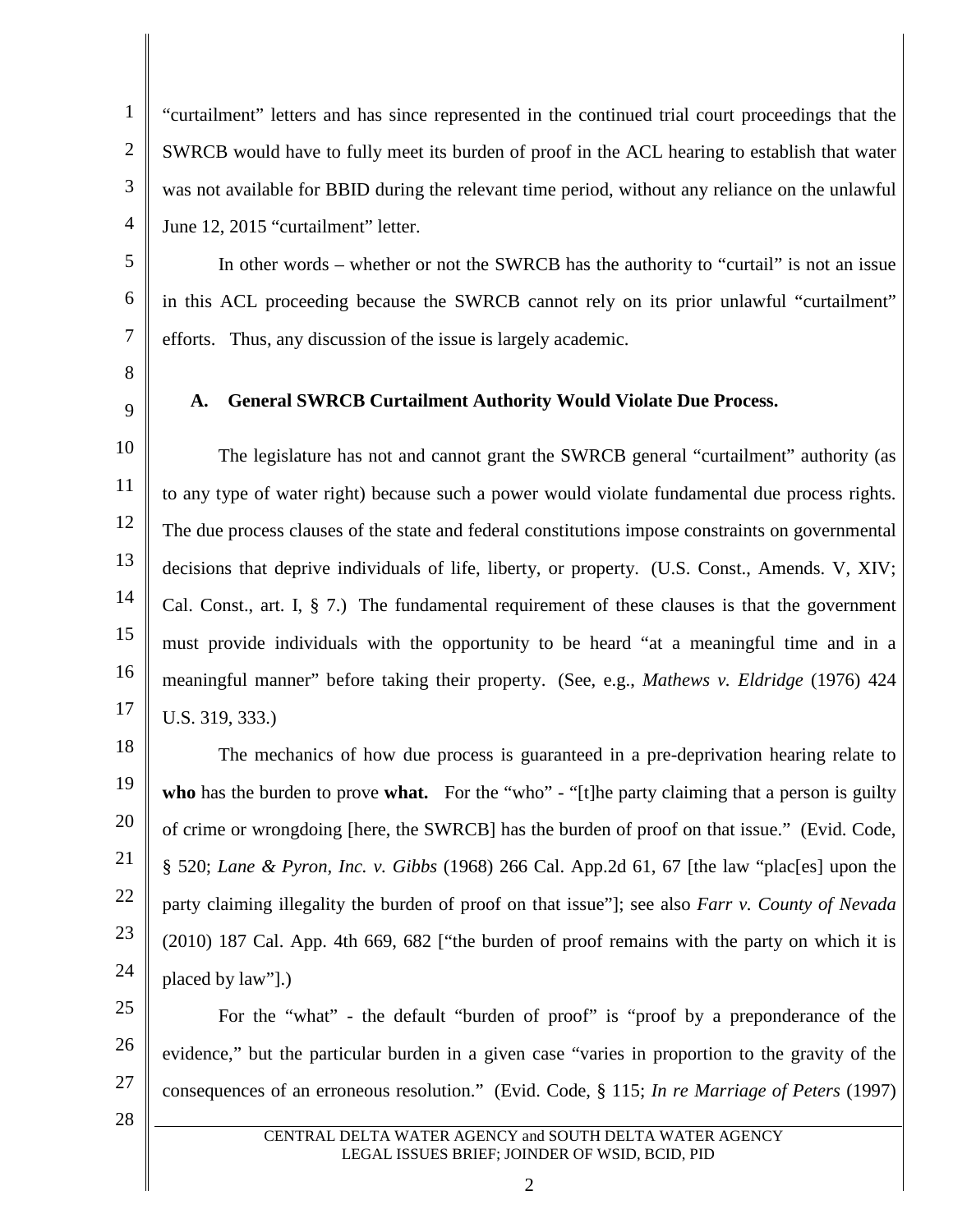"curtailment" letters and has since represented in the continued trial court proceedings that the SWRCB would have to fully meet its burden of proof in the ACL hearing to establish that water was not available for BBID during the relevant time period, without any reliance on the unlawful June 12, 2015 "curtailment" letter.

In other words – whether or not the SWRCB has the authority to "curtail" is not an issue in this ACL proceeding because the SWRCB cannot rely on its prior unlawful "curtailment" efforts. Thus, any discussion of the issue is largely academic.

### A. General SWRCB Curtailment Authority Would Violate Due Process.

The legislature has not and cannot grant the SWRCB general "curtailment" authority (as to any type of water right) because such a power would violate fundamental due process rights. The due process clauses of the state and federal constitutions impose constraints on governmental decisions that deprive individuals of life, liberty, or property. (U.S. Const., Amends. V, XIV; Cal. Const., art. I, § 7.) The fundamental requirement of these clauses is that the government must provide individuals with the opportunity to be heard "at a meaningful time and in a meaningful manner" before taking their property. (See, e.g., *Mathews v. Eldridge* (1976) 424 U.S. 319, 333.)

The mechanics of how due process is guaranteed in a pre-deprivation hearing relate to **who** has the burden to prove **what.** For the "who" - "[t]he party claiming that a person is guilty of crime or wrongdoing [here, the SWRCB] has the burden of proof on that issue." (Evid. Code, § 520; *Lane & Pyron, Inc. v. Gibbs* (1968) 266 Cal. App.2d 61, 67 [the law "plac[es] upon the party claiming illegality the burden of proof on that issue"]; see also *Farr v. County of Nevada* (2010) 187 Cal. App. 4th 669, 682 ["the burden of proof remains with the party on which it is placed by law"].)

For the "what" - the default "burden of proof" is "proof by a preponderance of the evidence," but the particular burden in a given case "varies in proportion to the gravity of the consequences of an erroneous resolution." (Evid. Code, § 115; *In re Marriage of Peters* (1997)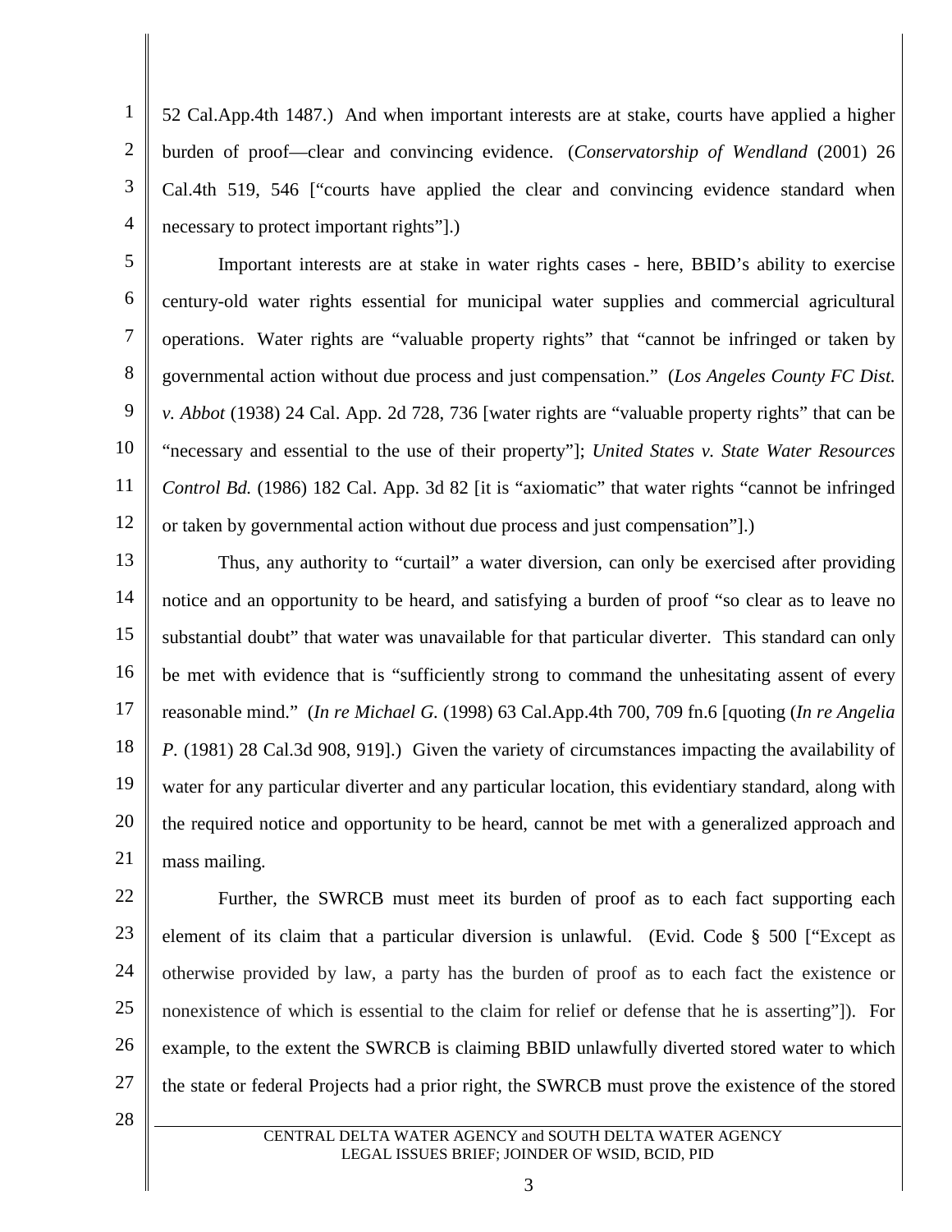52 Cal.App.4th 1487.) And when important interests are at stake, courts have applied a higher burden of proof—clear and convincing evidence. (*Conservatorship of Wendland* (2001) 26 Cal.4th 519, 546 ["courts have applied the clear and convincing evidence standard when necessary to protect important rights"].)

Important interests are at stake in water rights cases - here, BBID's ability to exercise century-old water rights essential for municipal water supplies and commercial agricultural operations. Water rights are "valuable property rights" that "cannot be infringed or taken by governmental action without due process and just compensation." (*Los Angeles County FC Dist. v. Abbot* (1938) 24 Cal. App. 2d 728, 736 [water rights are "valuable property rights" that can be "necessary and essential to the use of their property"]; *United States v. State Water Resources Control Bd.* (1986) 182 Cal. App. 3d 82 [it is "axiomatic" that water rights "cannot be infringed or taken by governmental action without due process and just compensation"].)

Thus, any authority to "curtail" a water diversion, can only be exercised after providing notice and an opportunity to be heard, and satisfying a burden of proof "so clear as to leave no substantial doubt" that water was unavailable for that particular diverter. This standard can only be met with evidence that is "sufficiently strong to command the unhesitating assent of every reasonable mind." (*In re Michael G.* (1998) 63 Cal.App.4th 700, 709 fn.6 [quoting (*In re Angelia P.* (1981) 28 Cal.3d 908, 919].) Given the variety of circumstances impacting the availability of water for any particular diverter and any particular location, this evidentiary standard, along with the required notice and opportunity to be heard, cannot be met with a generalized approach and mass mailing.

Further, the SWRCB must meet its burden of proof as to each fact supporting each element of its claim that a particular diversion is unlawful. (Evid. Code § 500 ["Except as otherwise provided by law, a party has the burden of proof as to each fact the existence or nonexistence of which is essential to the claim for relief or defense that he is asserting"]). For example, to the extent the SWRCB is claiming BBID unlawfully diverted stored water to which the state or federal Projects had a prior right, the SWRCB must prove the existence of the stored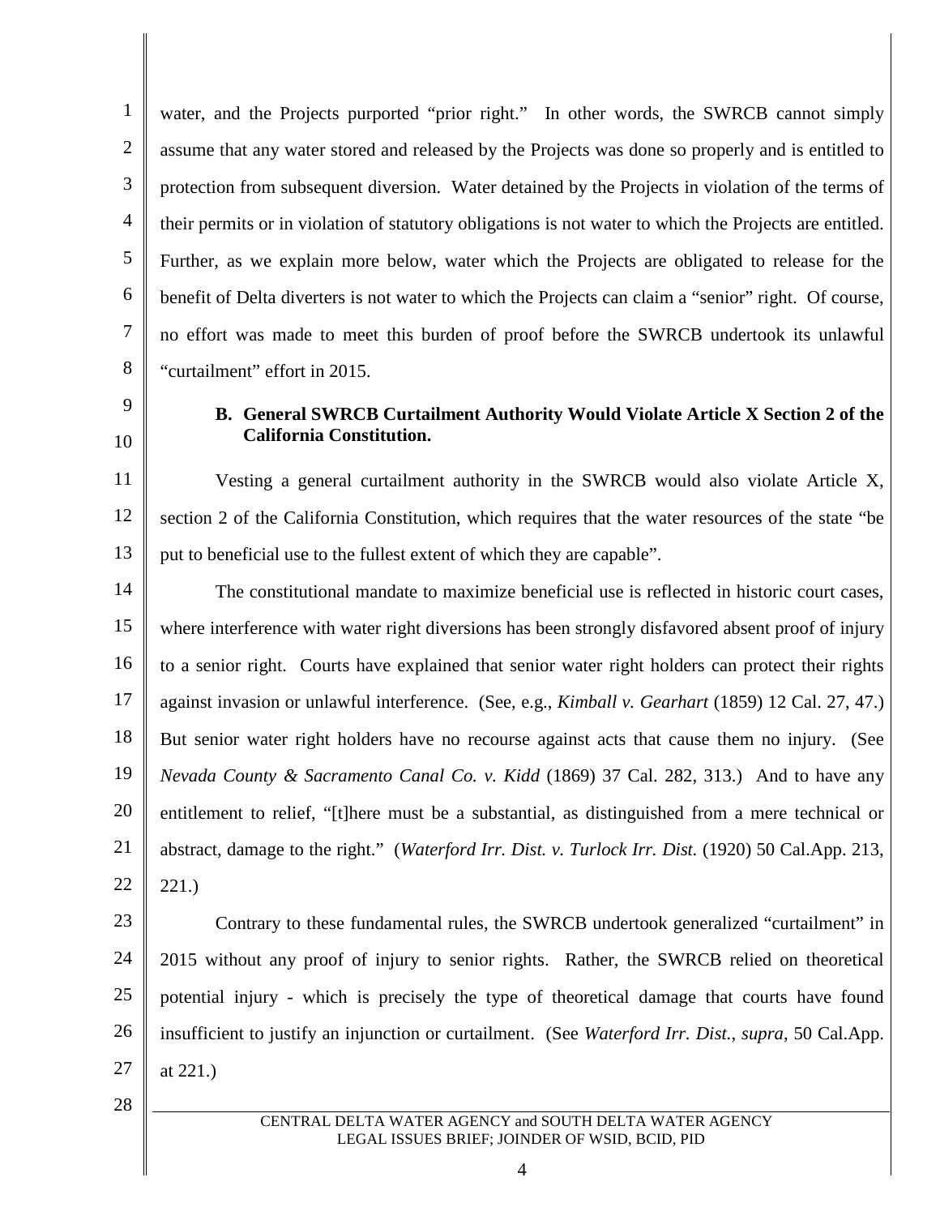water, and the Projects purported "prior right." In other words, the SWRCB cannot simply assume that any water stored and released by the Projects was done so properly and is entitled to protection from subsequent diversion. Water detained by the Projects in violation of the terms of their permits or in violation of statutory obligations is not water to which the Projects are entitled. Further, as we explain more below, water which the Projects are obligated to release for the benefit of Delta diverters is not water to which the Projects can claim a "senior" right. Of course, no effort was made to meet this burden of proof before the SWRCB undertook its unlawful "curtailment" effort in 2015.

### B. General SWRCB Curtailment Authority Would Violate Article X Section 2 of the California Constitution.

Vesting a general curtailment authority in the SWRCB would also violate Article X, section 2 of the California Constitution, which requires that the water resources of the state "be put to beneficial use to the fullest extent of which they are capable".

The constitutional mandate to maximize beneficial use is reflected in historic court cases, where interference with water right diversions has been strongly disfavored absent proof of injury to a senior right. Courts have explained that senior water right holders can protect their rights against invasion or unlawful interference. (See, e.g., *Kimball v. Gearhart* (1859) 12 Cal. 27, 47.) But senior water right holders have no recourse against acts that cause them no injury. (See *Nevada County & Sacramento Canal Co. v. Kidd* (1869) 37 Cal. 282, 313.) And to have any entitlement to relief, "[t]here must be a substantial, as distinguished from a mere technical or abstract, damage to the right." (*Waterford Irr. Dist. v. Turlock Irr. Dist.* (1920) 50 Cal.App. 213, 221.)

Contrary to these fundamental rules, the SWRCB undertook generalized "curtailment" in 2015 without any proof of injury to senior rights. Rather, the SWRCB relied on theoretical potential injury - which is precisely the type of theoretical damage that courts have found insufficient to justify an injunction or curtailment. (See *Waterford Irr. Dist.*, *supra*, 50 Cal.App. at 221.)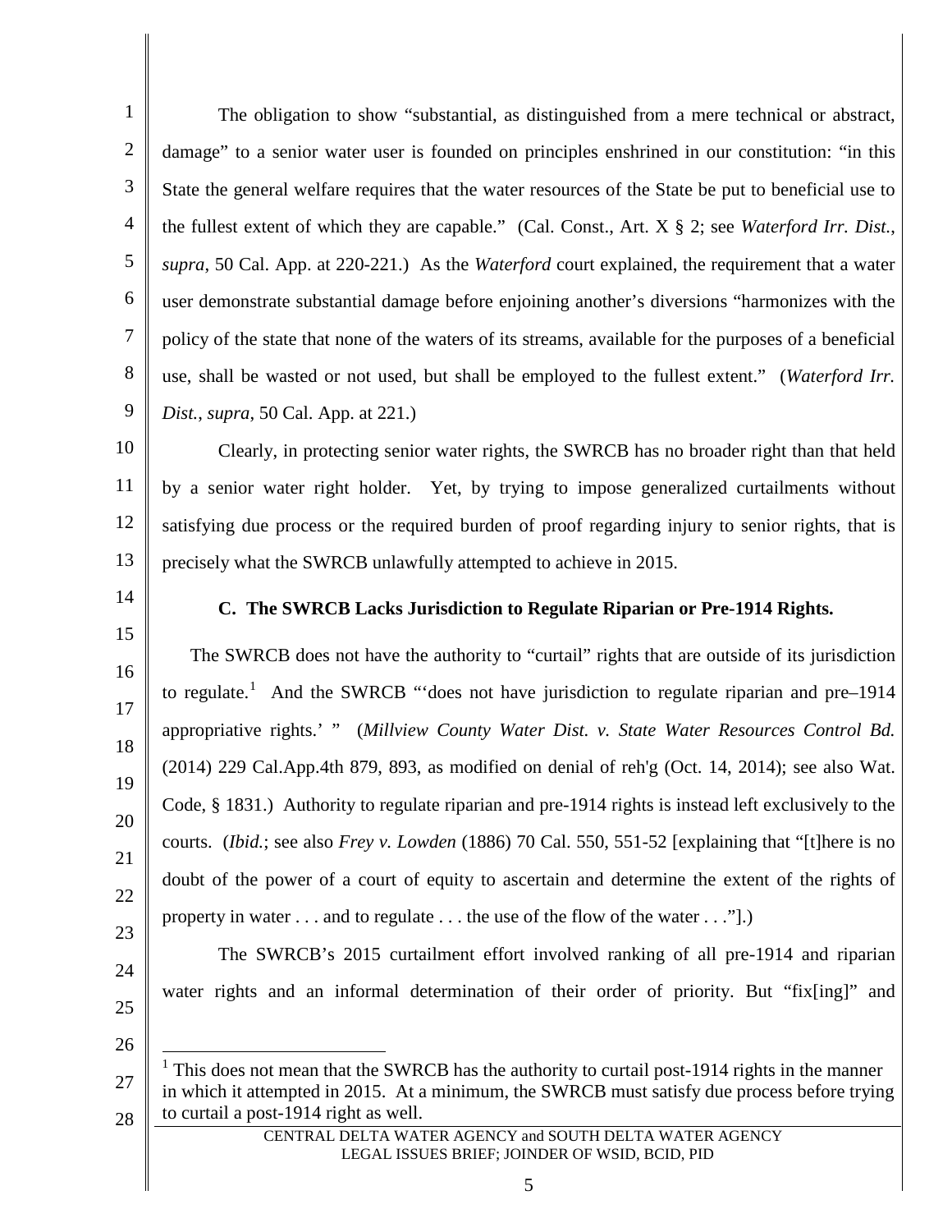The obligation to show "substantial, as distinguished from a mere technical or abstract, damage" to a senior water user is founded on principles enshrined in our constitution: "in this State the general welfare requires that the water resources of the State be put to beneficial use to the fullest extent of which they are capable." (Cal. Const., Art. X § 2; see *Waterford Irr. Dist.*, *supra*, 50 Cal. App. at 220-221.) As the *Waterford* court explained, the requirement that a water user demonstrate substantial damage before enjoining another's diversions "harmonizes with the policy of the state that none of the waters of its streams, available for the purposes of a beneficial use, shall be wasted or not used, but shall be employed to the fullest extent." (*Waterford Irr. Dist.*, *supra*, 50 Cal. App. at 221.)

Clearly, in protecting senior water rights, the SWRCB has no broader right than that held by a senior water right holder. Yet, by trying to impose generalized curtailments without satisfying due process or the required burden of proof regarding injury to senior rights, that is precisely what the SWRCB unlawfully attempted to achieve in 2015.

### C. The SWRCB Lacks Jurisdiction to Regulate Riparian or Pre-1914 Rights.

The SWRCB does not have the authority to "curtail" rights that are outside of its jurisdiction to regulate.[1] And the SWRCB "'does not have jurisdiction to regulate riparian and pre–1914 appropriative rights.' " (*Millview County Water Dist. v. State Water Resources Control Bd.* (2014) 229 Cal.App.4th 879, 893, as modified on denial of reh'g (Oct. 14, 2014); see also Wat. Code, § 1831.) Authority to regulate riparian and pre-1914 rights is instead left exclusively to the courts. (*Ibid.*; see also *Frey v. Lowden* (1886) 70 Cal. 550, 551-52 [explaining that "[t]here is no doubt of the power of a court of equity to ascertain and determine the extent of the rights of property in water . . . and to regulate . . . the use of the flow of the water . . ."].)

The SWRCB's 2015 curtailment effort involved ranking of all pre-1914 and riparian water rights and an informal determination of their order of priority. But "fix[ing]" and

---

[1] This does not mean that the SWRCB has the authority to curtail post-1914 rights in the manner in which it attempted in 2015. At a minimum, the SWRCB must satisfy due process before trying to curtail a post-1914 right as well.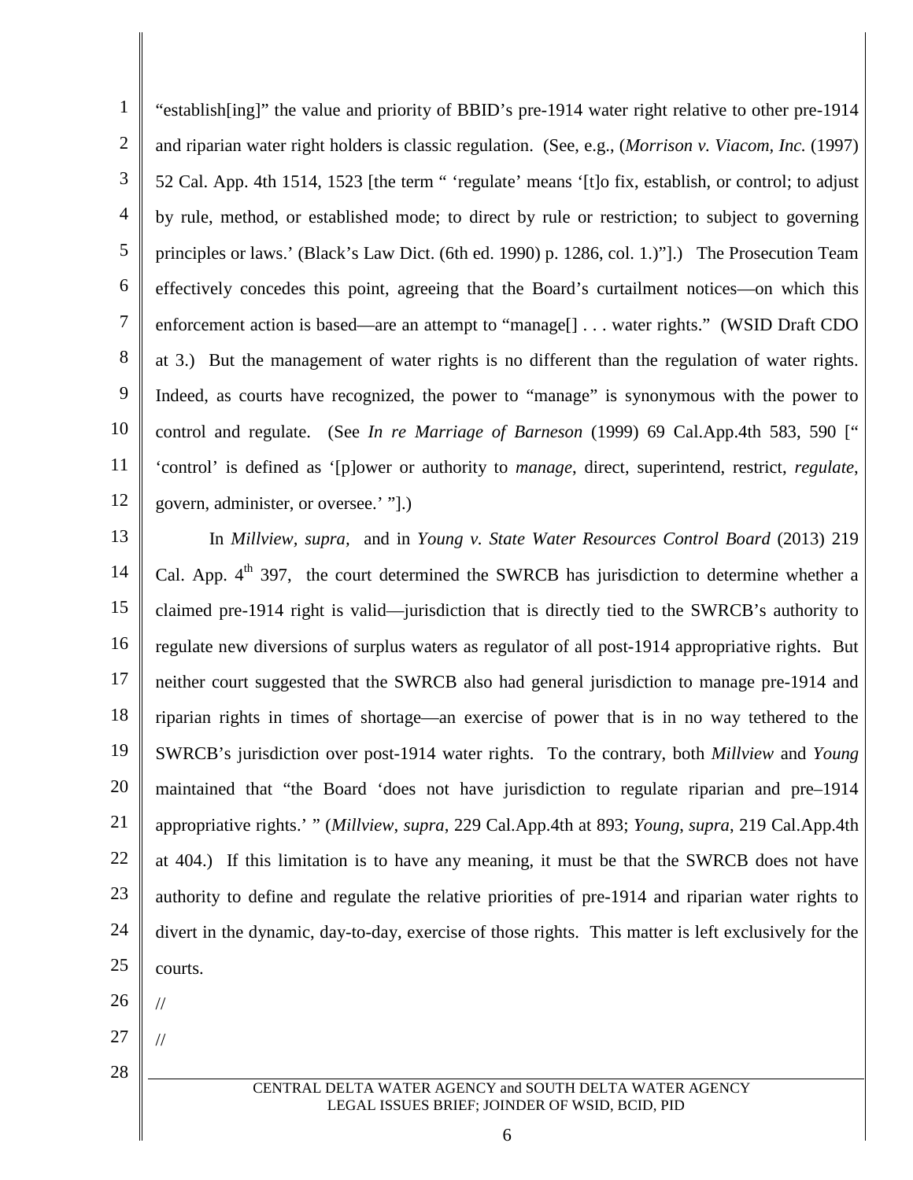"establish[ing]" the value and priority of BBID's pre-1914 water right relative to other pre-1914 and riparian water right holders is classic regulation. (See, e.g., (*Morrison v. Viacom, Inc.* (1997) 52 Cal. App. 4th 1514, 1523 [the term " 'regulate' means '[t]o fix, establish, or control; to adjust by rule, method, or established mode; to direct by rule or restriction; to subject to governing principles or laws.' (Black's Law Dict. (6th ed. 1990) p. 1286, col. 1.)"].) The Prosecution Team effectively concedes this point, agreeing that the Board's curtailment notices—on which this enforcement action is based—are an attempt to "manage[] . . . water rights." (WSID Draft CDO at 3.) But the management of water rights is no different than the regulation of water rights. Indeed, as courts have recognized, the power to "manage" is synonymous with the power to control and regulate. (See *In re Marriage of Barneson* (1999) 69 Cal.App.4th 583, 590 [" 'control' is defined as '[p]ower or authority to *manage*, direct, superintend, restrict, *regulate*, govern, administer, or oversee.' "].)

In *Millview, supra,* and in *Young v. State Water Resources Control Board* (2013) 219 Cal. App. 4th 397, the court determined the SWRCB has jurisdiction to determine whether a claimed pre-1914 right is valid—jurisdiction that is directly tied to the SWRCB's authority to regulate new diversions of surplus waters as regulator of all post-1914 appropriative rights. But neither court suggested that the SWRCB also had general jurisdiction to manage pre-1914 and riparian rights in times of shortage—an exercise of power that is in no way tethered to the SWRCB's jurisdiction over post-1914 water rights. To the contrary, both *Millview* and *Young* maintained that "the Board 'does not have jurisdiction to regulate riparian and pre–1914 appropriative rights.' " (*Millview*, *supra*, 229 Cal.App.4th at 893; *Young*, *supra*, 219 Cal.App.4th at 404.) If this limitation is to have any meaning, it must be that the SWRCB does not have authority to define and regulate the relative priorities of pre-1914 and riparian water rights to divert in the dynamic, day-to-day, exercise of those rights. This matter is left exclusively for the courts.

//

//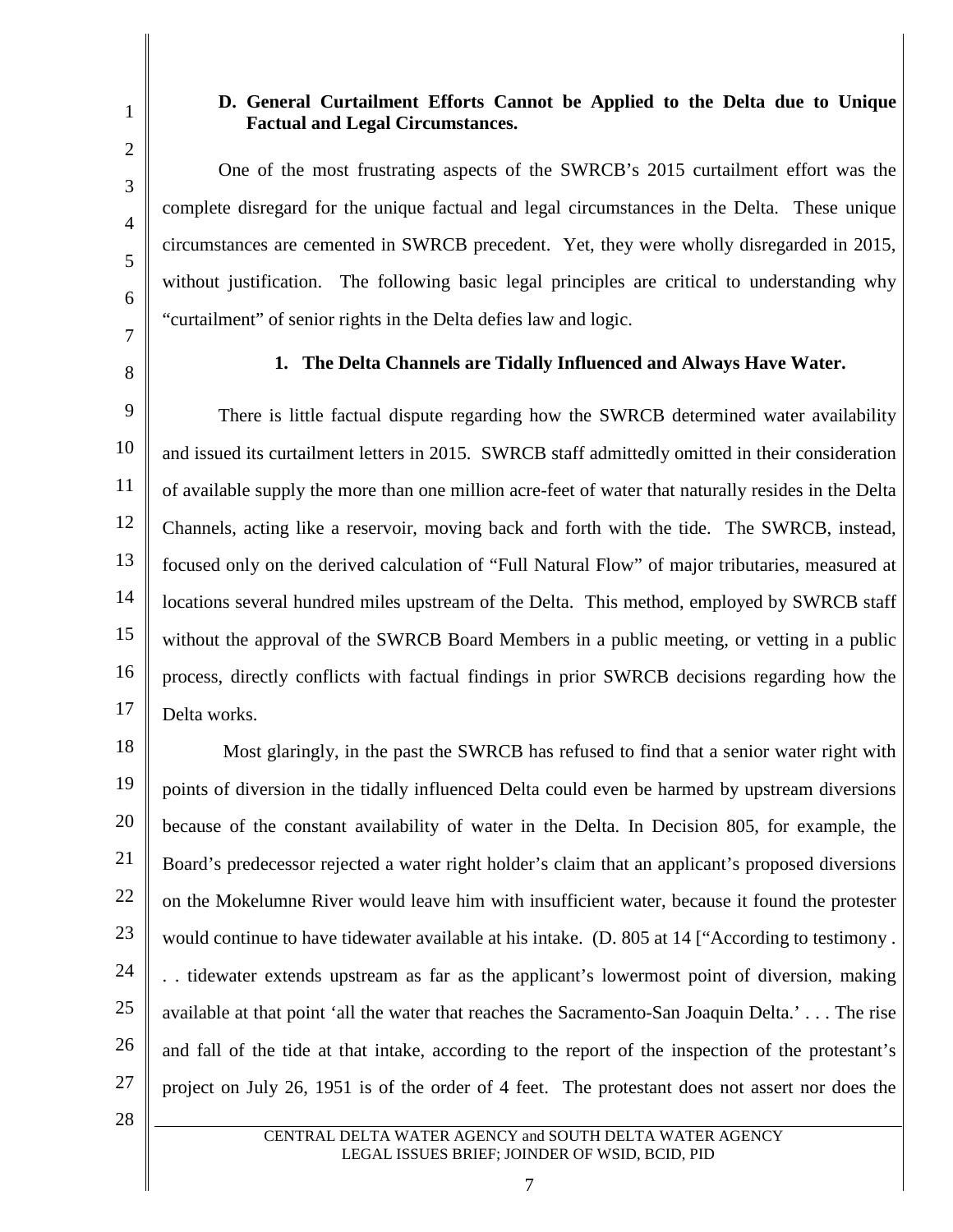### D. General Curtailment Efforts Cannot be Applied to the Delta due to Unique Factual and Legal Circumstances.

One of the most frustrating aspects of the SWRCB's 2015 curtailment effort was the complete disregard for the unique factual and legal circumstances in the Delta. These unique circumstances are cemented in SWRCB precedent. Yet, they were wholly disregarded in 2015, without justification. The following basic legal principles are critical to understanding why "curtailment" of senior rights in the Delta defies law and logic.

#### 1. The Delta Channels are Tidally Influenced and Always Have Water.

There is little factual dispute regarding how the SWRCB determined water availability and issued its curtailment letters in 2015. SWRCB staff admittedly omitted in their consideration of available supply the more than one million acre-feet of water that naturally resides in the Delta Channels, acting like a reservoir, moving back and forth with the tide. The SWRCB, instead, focused only on the derived calculation of "Full Natural Flow" of major tributaries, measured at locations several hundred miles upstream of the Delta. This method, employed by SWRCB staff without the approval of the SWRCB Board Members in a public meeting, or vetting in a public process, directly conflicts with factual findings in prior SWRCB decisions regarding how the Delta works.

Most glaringly, in the past the SWRCB has refused to find that a senior water right with points of diversion in the tidally influenced Delta could even be harmed by upstream diversions because of the constant availability of water in the Delta. In Decision 805, for example, the Board's predecessor rejected a water right holder's claim that an applicant's proposed diversions on the Mokelumne River would leave him with insufficient water, because it found the protester would continue to have tidewater available at his intake. (D. 805 at 14 ["According to testimony . . . tidewater extends upstream as far as the applicant's lowermost point of diversion, making available at that point 'all the water that reaches the Sacramento-San Joaquin Delta.' . . . The rise and fall of the tide at that intake, according to the report of the inspection of the protestant's project on July 26, 1951 is of the order of 4 feet. The protestant does not assert nor does the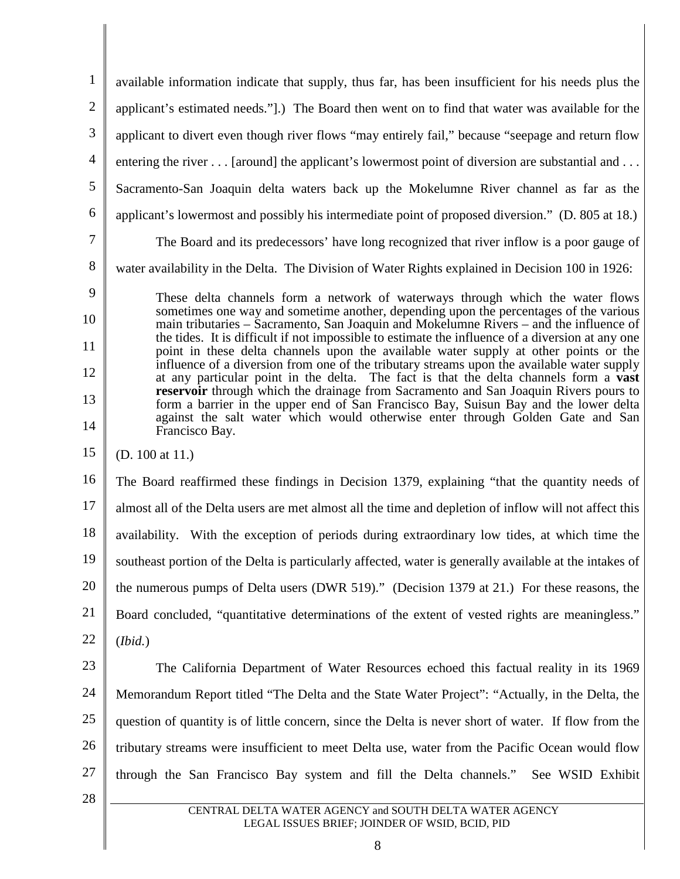available information indicate that supply, thus far, has been insufficient for his needs plus the applicant's estimated needs."].) The Board then went on to find that water was available for the applicant to divert even though river flows "may entirely fail," because "seepage and return flow entering the river . . . [around] the applicant's lowermost point of diversion are substantial and . . . Sacramento-San Joaquin delta waters back up the Mokelumne River channel as far as the applicant's lowermost and possibly his intermediate point of proposed diversion." (D. 805 at 18.)

The Board and its predecessors' have long recognized that river inflow is a poor gauge of water availability in the Delta. The Division of Water Rights explained in Decision 100 in 1926:

> These delta channels form a network of waterways through which the water flows sometimes one way and sometime another, depending upon the percentages of the various main tributaries – Sacramento, San Joaquin and Mokelumne Rivers – and the influence of the tides. It is difficult if not impossible to estimate the influence of a diversion at any one point in these delta channels upon the available water supply at other points or the influence of a diversion from one of the tributary streams upon the available water supply at any particular point in the delta. The fact is that the delta channels form a **vast reservoir** through which the drainage from Sacramento and San Joaquin Rivers pours to form a barrier in the upper end of San Francisco Bay, Suisun Bay and the lower delta against the salt water which would otherwise enter through Golden Gate and San Francisco Bay.

(D. 100 at 11.)

The Board reaffirmed these findings in Decision 1379, explaining "that the quantity needs of almost all of the Delta users are met almost all the time and depletion of inflow will not affect this availability. With the exception of periods during extraordinary low tides, at which time the southeast portion of the Delta is particularly affected, water is generally available at the intakes of the numerous pumps of Delta users (DWR 519)." (Decision 1379 at 21.) For these reasons, the Board concluded, "quantitative determinations of the extent of vested rights are meaningless." (*Ibid.*)

The California Department of Water Resources echoed this factual reality in its 1969 Memorandum Report titled "The Delta and the State Water Project": "Actually, in the Delta, the question of quantity is of little concern, since the Delta is never short of water. If flow from the tributary streams were insufficient to meet Delta use, water from the Pacific Ocean would flow through the San Francisco Bay system and fill the Delta channels." See WSID Exhibit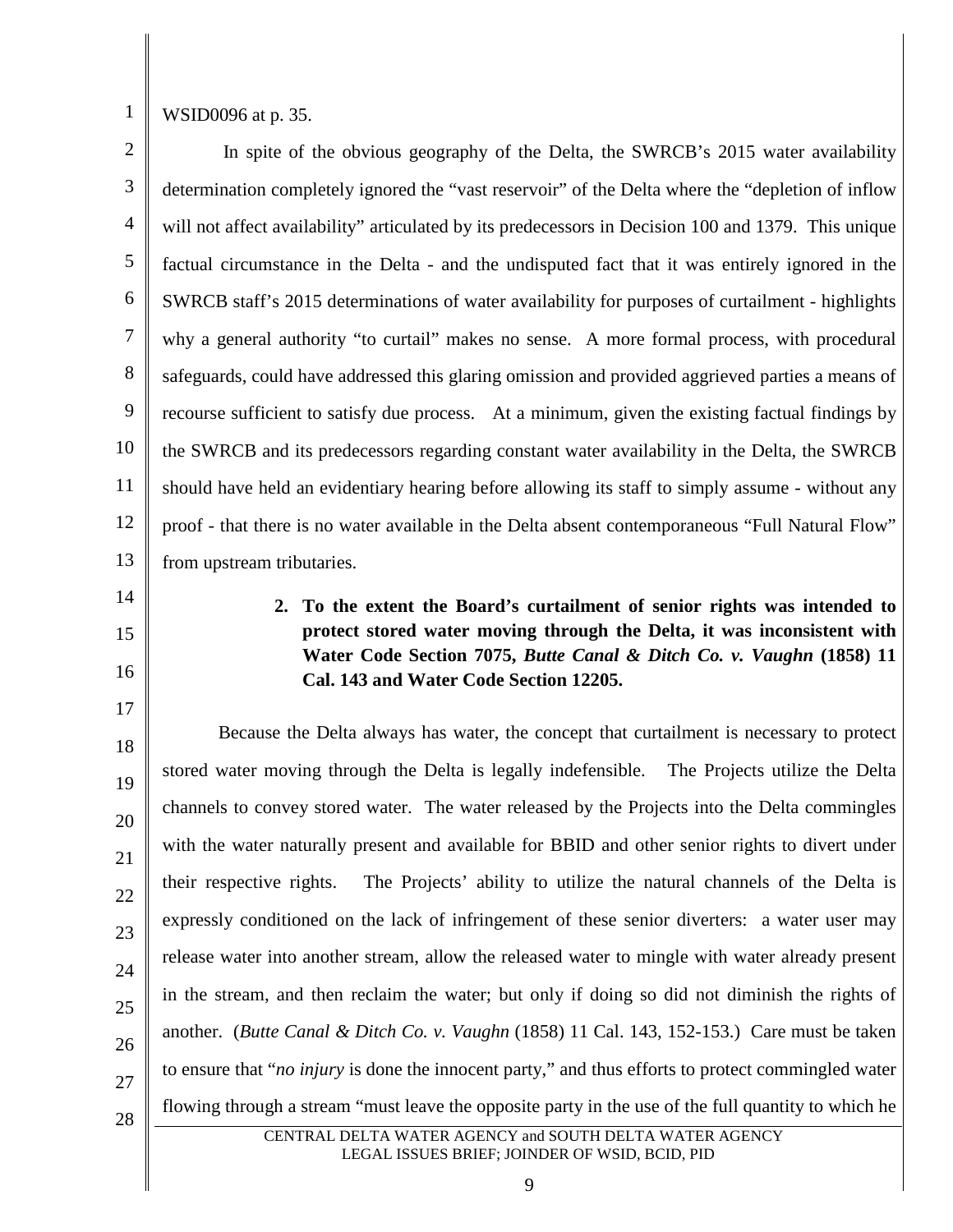WSID0096 at p. 35.

In spite of the obvious geography of the Delta, the SWRCB's 2015 water availability determination completely ignored the "vast reservoir" of the Delta where the "depletion of inflow will not affect availability" articulated by its predecessors in Decision 100 and 1379. This unique factual circumstance in the Delta - and the undisputed fact that it was entirely ignored in the SWRCB staff's 2015 determinations of water availability for purposes of curtailment - highlights why a general authority "to curtail" makes no sense. A more formal process, with procedural safeguards, could have addressed this glaring omission and provided aggrieved parties a means of recourse sufficient to satisfy due process. At a minimum, given the existing factual findings by the SWRCB and its predecessors regarding constant water availability in the Delta, the SWRCB should have held an evidentiary hearing before allowing its staff to simply assume - without any proof - that there is no water available in the Delta absent contemporaneous "Full Natural Flow" from upstream tributaries.

### 2. To the extent the Board's curtailment of senior rights was intended to protect stored water moving through the Delta, it was inconsistent with Water Code Section 7075, *Butte Canal & Ditch Co. v. Vaughn* (1858) 11 Cal. 143 and Water Code Section 12205.

Because the Delta always has water, the concept that curtailment is necessary to protect stored water moving through the Delta is legally indefensible. The Projects utilize the Delta channels to convey stored water. The water released by the Projects into the Delta commingles with the water naturally present and available for BBID and other senior rights to divert under their respective rights. The Projects' ability to utilize the natural channels of the Delta is expressly conditioned on the lack of infringement of these senior diverters: a water user may release water into another stream, allow the released water to mingle with water already present in the stream, and then reclaim the water; but only if doing so did not diminish the rights of another. (*Butte Canal & Ditch Co. v. Vaughn* (1858) 11 Cal. 143, 152-153.) Care must be taken to ensure that "*no injury* is done the innocent party," and thus efforts to protect commingled water flowing through a stream "must leave the opposite party in the use of the full quantity to which he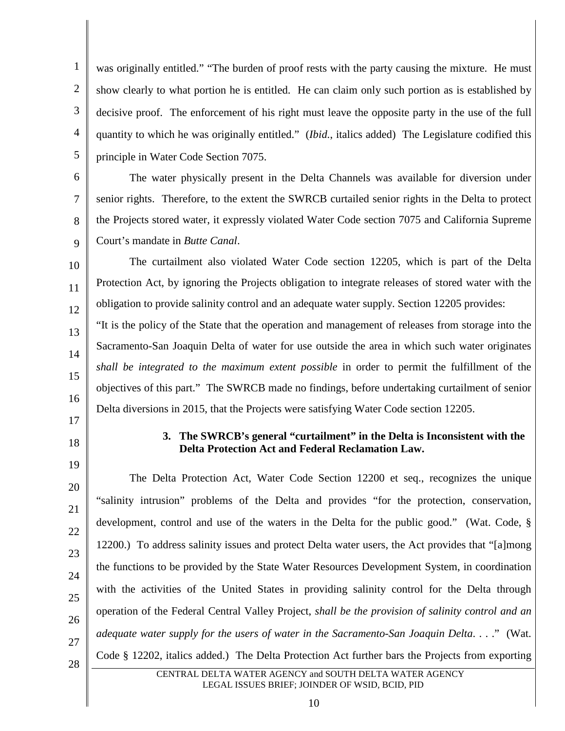was originally entitled." "The burden of proof rests with the party causing the mixture. He must show clearly to what portion he is entitled. He can claim only such portion as is established by decisive proof. The enforcement of his right must leave the opposite party in the use of the full quantity to which he was originally entitled." (*Ibid.*, italics added) The Legislature codified this principle in Water Code Section 7075.

The water physically present in the Delta Channels was available for diversion under senior rights. Therefore, to the extent the SWRCB curtailed senior rights in the Delta to protect the Projects stored water, it expressly violated Water Code section 7075 and California Supreme Court's mandate in *Butte Canal*.

The curtailment also violated Water Code section 12205, which is part of the Delta Protection Act, by ignoring the Projects obligation to integrate releases of stored water with the obligation to provide salinity control and an adequate water supply. Section 12205 provides: "It is the policy of the State that the operation and management of releases from storage into the Sacramento-San Joaquin Delta of water for use outside the area in which such water originates *shall be integrated to the maximum extent possible* in order to permit the fulfillment of the objectives of this part." The SWRCB made no findings, before undertaking curtailment of senior Delta diversions in 2015, that the Projects were satisfying Water Code section 12205.

### 3. The SWRCB's general "curtailment" in the Delta is Inconsistent with the Delta Protection Act and Federal Reclamation Law.

The Delta Protection Act, Water Code Section 12200 et seq., recognizes the unique "salinity intrusion" problems of the Delta and provides "for the protection, conservation, development, control and use of the waters in the Delta for the public good." (Wat. Code, § 12200.) To address salinity issues and protect Delta water users, the Act provides that "[a]mong the functions to be provided by the State Water Resources Development System, in coordination with the activities of the United States in providing salinity control for the Delta through operation of the Federal Central Valley Project, *shall be the provision of salinity control and an adequate water supply for the users of water in the Sacramento-San Joaquin Delta. . . .*" (Wat. Code § 12202, italics added.) The Delta Protection Act further bars the Projects from exporting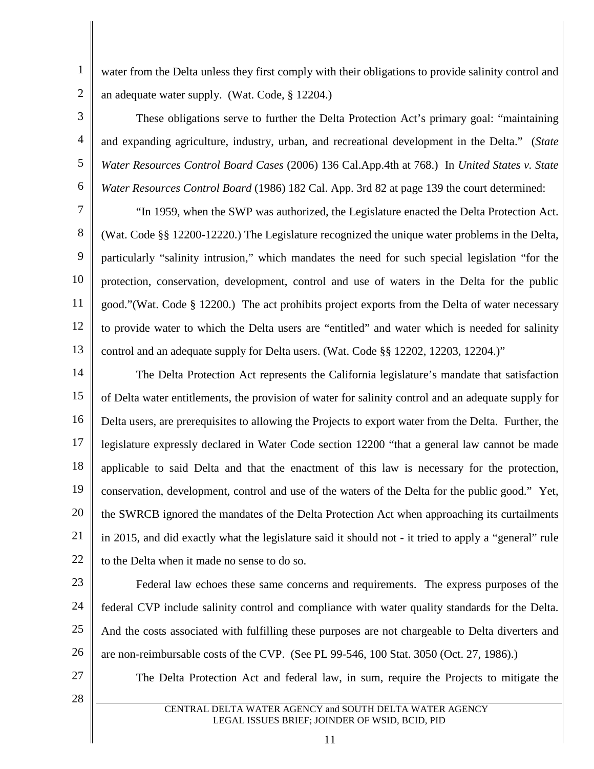water from the Delta unless they first comply with their obligations to provide salinity control and an adequate water supply. (Wat. Code, § 12204.)

These obligations serve to further the Delta Protection Act's primary goal: "maintaining and expanding agriculture, industry, urban, and recreational development in the Delta." (*State Water Resources Control Board Cases* (2006) 136 Cal.App.4th at 768.) In *United States v. State Water Resources Control Board* (1986) 182 Cal. App. 3rd 82 at page 139 the court determined:

"In 1959, when the SWP was authorized, the Legislature enacted the Delta Protection Act. (Wat. Code §§ 12200-12220.) The Legislature recognized the unique water problems in the Delta, particularly "salinity intrusion," which mandates the need for such special legislation "for the protection, conservation, development, control and use of waters in the Delta for the public good."(Wat. Code § 12200.) The act prohibits project exports from the Delta of water necessary to provide water to which the Delta users are "entitled" and water which is needed for salinity control and an adequate supply for Delta users. (Wat. Code §§ 12202, 12203, 12204.)"

The Delta Protection Act represents the California legislature's mandate that satisfaction of Delta water entitlements, the provision of water for salinity control and an adequate supply for Delta users, are prerequisites to allowing the Projects to export water from the Delta. Further, the legislature expressly declared in Water Code section 12200 "that a general law cannot be made applicable to said Delta and that the enactment of this law is necessary for the protection, conservation, development, control and use of the waters of the Delta for the public good." Yet, the SWRCB ignored the mandates of the Delta Protection Act when approaching its curtailments in 2015, and did exactly what the legislature said it should not - it tried to apply a "general" rule to the Delta when it made no sense to do so.

Federal law echoes these same concerns and requirements. The express purposes of the federal CVP include salinity control and compliance with water quality standards for the Delta. And the costs associated with fulfilling these purposes are not chargeable to Delta diverters and are non-reimbursable costs of the CVP. (See PL 99-546, 100 Stat. 3050 (Oct. 27, 1986).)

The Delta Protection Act and federal law, in sum, require the Projects to mitigate the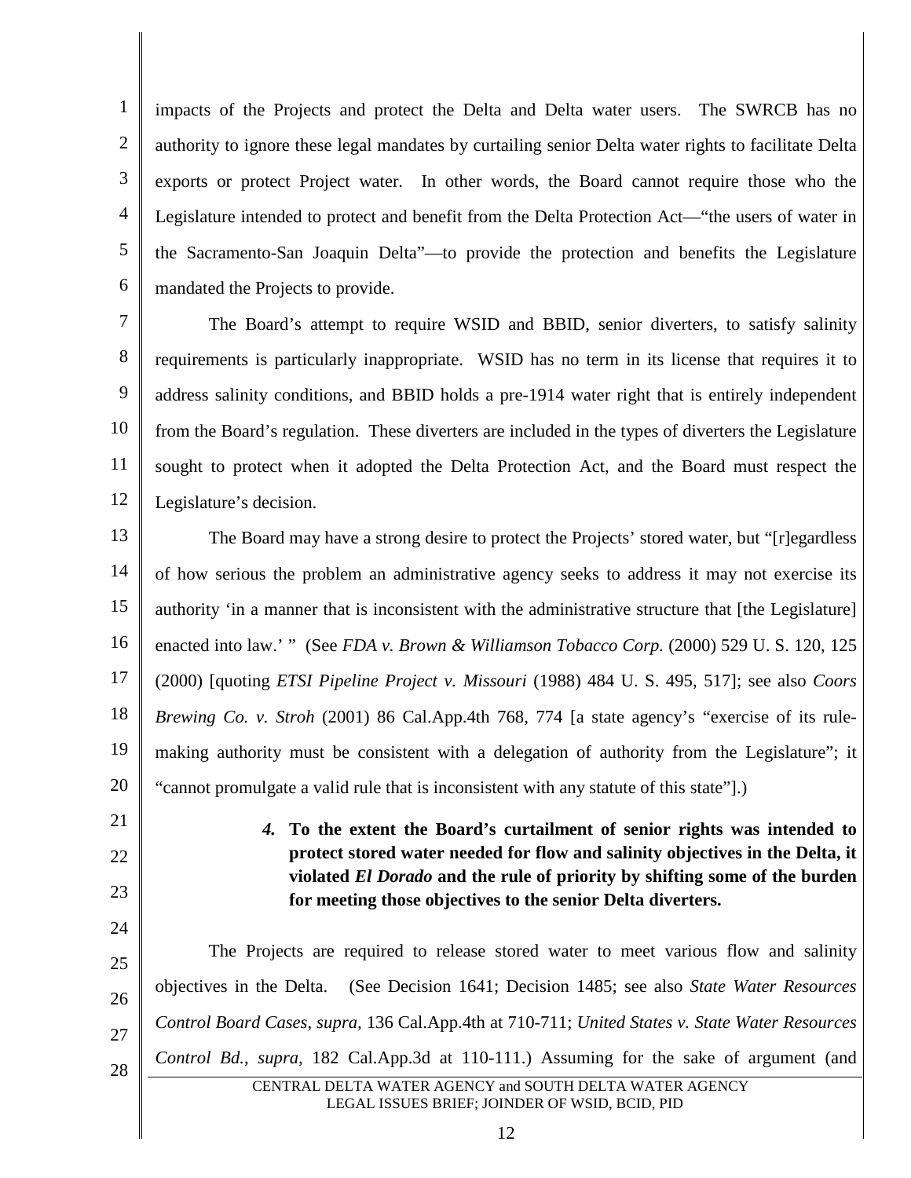impacts of the Projects and protect the Delta and Delta water users. The SWRCB has no authority to ignore these legal mandates by curtailing senior Delta water rights to facilitate Delta exports or protect Project water. In other words, the Board cannot require those who the Legislature intended to protect and benefit from the Delta Protection Act—"the users of water in the Sacramento-San Joaquin Delta"—to provide the protection and benefits the Legislature mandated the Projects to provide.

The Board's attempt to require WSID and BBID, senior diverters, to satisfy salinity requirements is particularly inappropriate. WSID has no term in its license that requires it to address salinity conditions, and BBID holds a pre-1914 water right that is entirely independent from the Board's regulation. These diverters are included in the types of diverters the Legislature sought to protect when it adopted the Delta Protection Act, and the Board must respect the Legislature's decision.

The Board may have a strong desire to protect the Projects' stored water, but "[r]egardless of how serious the problem an administrative agency seeks to address it may not exercise its authority 'in a manner that is inconsistent with the administrative structure that [the Legislature] enacted into law.' " (See *FDA v. Brown & Williamson Tobacco Corp.* (2000) 529 U. S. 120, 125 (2000) [quoting *ETSI Pipeline Project v. Missouri* (1988) 484 U. S. 495, 517]; see also *Coors Brewing Co. v. Stroh* (2001) 86 Cal.App.4th 768, 774 [a state agency's "exercise of its rule-making authority must be consistent with a delegation of authority from the Legislature"; it "cannot promulgate a valid rule that is inconsistent with any statute of this state"].)

**4. To the extent the Board's curtailment of senior rights was intended to protect stored water needed for flow and salinity objectives in the Delta, it violated *El Dorado* and the rule of priority by shifting some of the burden for meeting those objectives to the senior Delta diverters.**

The Projects are required to release stored water to meet various flow and salinity objectives in the Delta. (See Decision 1641; Decision 1485; see also *State Water Resources Control Board Cases*, *supra*, 136 Cal.App.4th at 710-711; *United States v. State Water Resources Control Bd.*, *supra*, 182 Cal.App.3d at 110-111.) Assuming for the sake of argument (and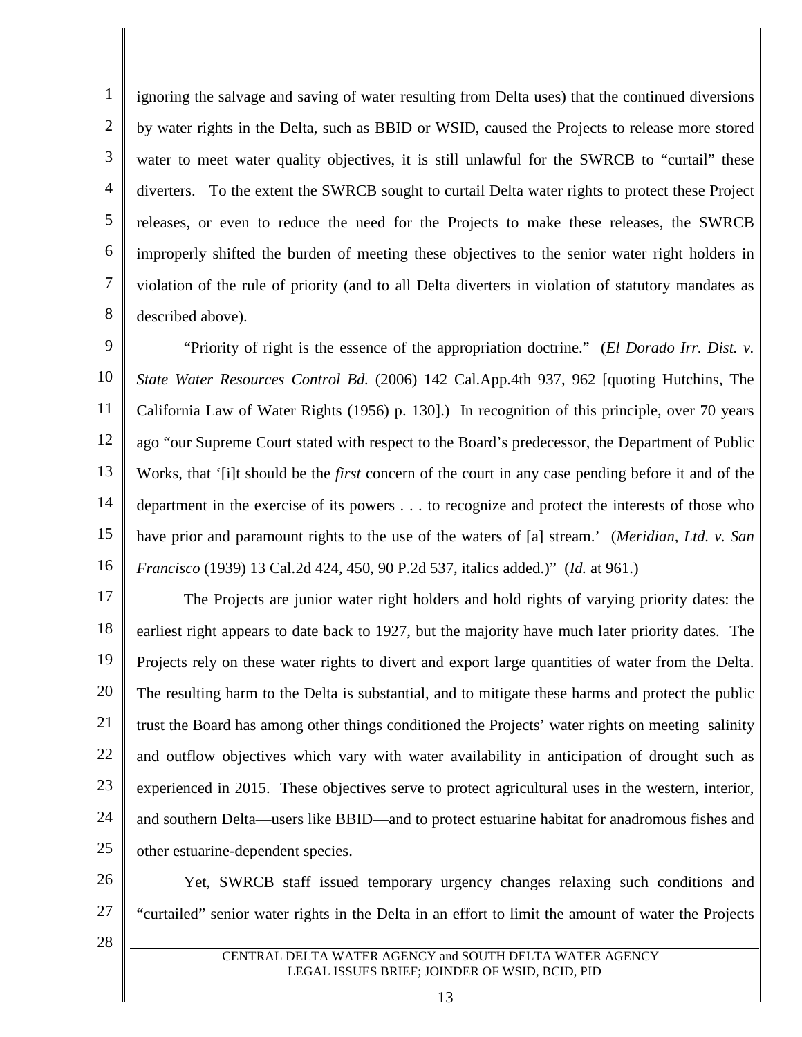ignoring the salvage and saving of water resulting from Delta uses) that the continued diversions by water rights in the Delta, such as BBID or WSID, caused the Projects to release more stored water to meet water quality objectives, it is still unlawful for the SWRCB to "curtail" these diverters. To the extent the SWRCB sought to curtail Delta water rights to protect these Project releases, or even to reduce the need for the Projects to make these releases, the SWRCB improperly shifted the burden of meeting these objectives to the senior water right holders in violation of the rule of priority (and to all Delta diverters in violation of statutory mandates as described above).

"Priority of right is the essence of the appropriation doctrine." (*El Dorado Irr. Dist. v. State Water Resources Control Bd.* (2006) 142 Cal.App.4th 937, 962 [quoting Hutchins, The California Law of Water Rights (1956) p. 130].) In recognition of this principle, over 70 years ago "our Supreme Court stated with respect to the Board's predecessor, the Department of Public Works, that '[i]t should be the *first* concern of the court in any case pending before it and of the department in the exercise of its powers . . . to recognize and protect the interests of those who have prior and paramount rights to the use of the waters of [a] stream.' (*Meridian, Ltd. v. San Francisco* (1939) 13 Cal.2d 424, 450, 90 P.2d 537, italics added.)" (*Id.* at 961.)

The Projects are junior water right holders and hold rights of varying priority dates: the earliest right appears to date back to 1927, but the majority have much later priority dates. The Projects rely on these water rights to divert and export large quantities of water from the Delta. The resulting harm to the Delta is substantial, and to mitigate these harms and protect the public trust the Board has among other things conditioned the Projects' water rights on meeting salinity and outflow objectives which vary with water availability in anticipation of drought such as experienced in 2015. These objectives serve to protect agricultural uses in the western, interior, and southern Delta—users like BBID—and to protect estuarine habitat for anadromous fishes and other estuarine-dependent species.

Yet, SWRCB staff issued temporary urgency changes relaxing such conditions and "curtailed" senior water rights in the Delta in an effort to limit the amount of water the Projects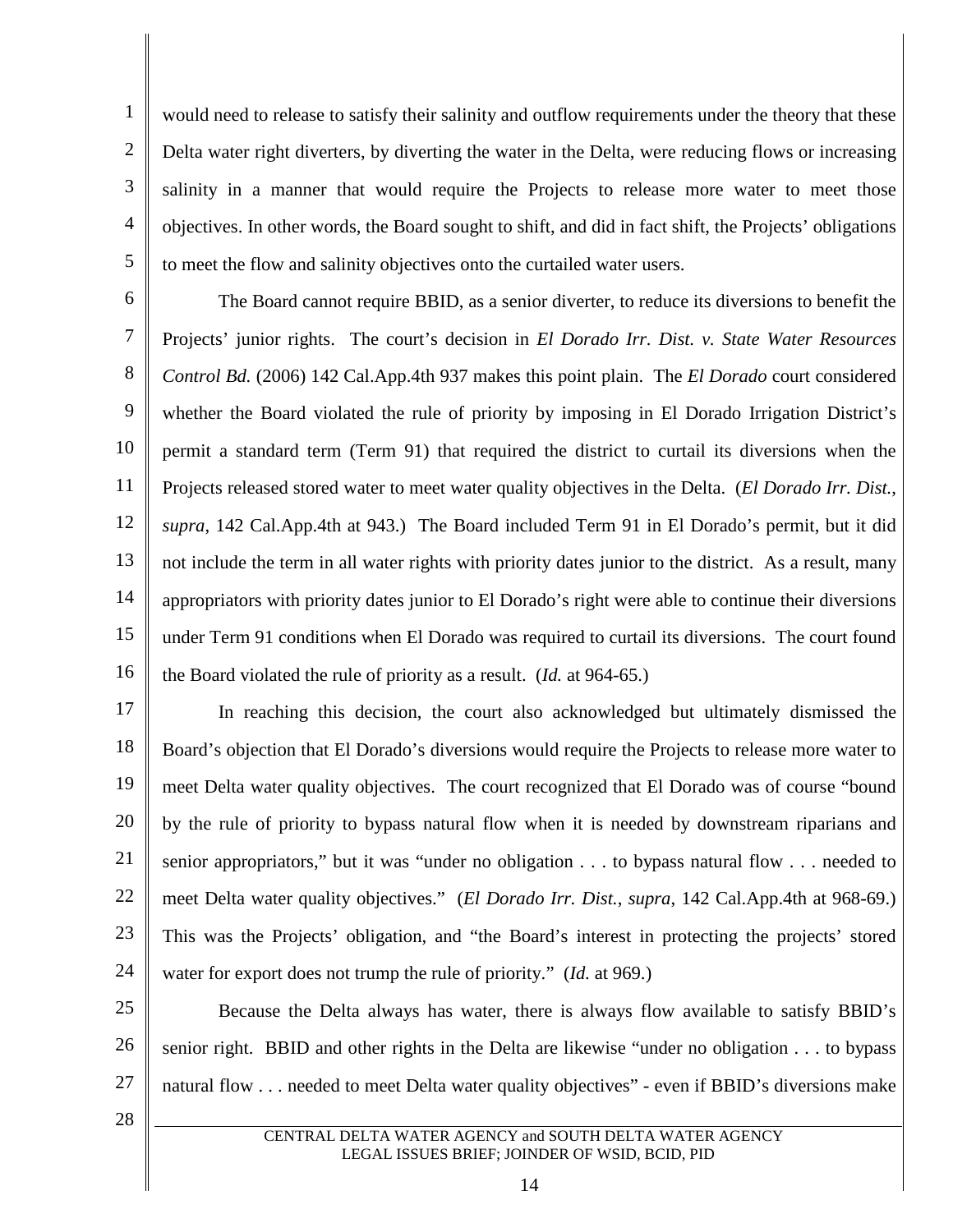would need to release to satisfy their salinity and outflow requirements under the theory that these Delta water right diverters, by diverting the water in the Delta, were reducing flows or increasing salinity in a manner that would require the Projects to release more water to meet those objectives. In other words, the Board sought to shift, and did in fact shift, the Projects' obligations to meet the flow and salinity objectives onto the curtailed water users.

The Board cannot require BBID, as a senior diverter, to reduce its diversions to benefit the Projects' junior rights. The court's decision in *El Dorado Irr. Dist. v. State Water Resources Control Bd.* (2006) 142 Cal.App.4th 937 makes this point plain. The *El Dorado* court considered whether the Board violated the rule of priority by imposing in El Dorado Irrigation District's permit a standard term (Term 91) that required the district to curtail its diversions when the Projects released stored water to meet water quality objectives in the Delta. (*El Dorado Irr. Dist.*, *supra*, 142 Cal.App.4th at 943.) The Board included Term 91 in El Dorado's permit, but it did not include the term in all water rights with priority dates junior to the district. As a result, many appropriators with priority dates junior to El Dorado's right were able to continue their diversions under Term 91 conditions when El Dorado was required to curtail its diversions. The court found the Board violated the rule of priority as a result. (*Id.* at 964-65.)

In reaching this decision, the court also acknowledged but ultimately dismissed the Board's objection that El Dorado's diversions would require the Projects to release more water to meet Delta water quality objectives. The court recognized that El Dorado was of course "bound by the rule of priority to bypass natural flow when it is needed by downstream riparians and senior appropriators," but it was "under no obligation . . . to bypass natural flow . . . needed to meet Delta water quality objectives." (*El Dorado Irr. Dist.*, *supra*, 142 Cal.App.4th at 968-69.) This was the Projects' obligation, and "the Board's interest in protecting the projects' stored water for export does not trump the rule of priority." (*Id.* at 969.)

Because the Delta always has water, there is always flow available to satisfy BBID's senior right. BBID and other rights in the Delta are likewise "under no obligation . . . to bypass natural flow . . . needed to meet Delta water quality objectives" - even if BBID's diversions make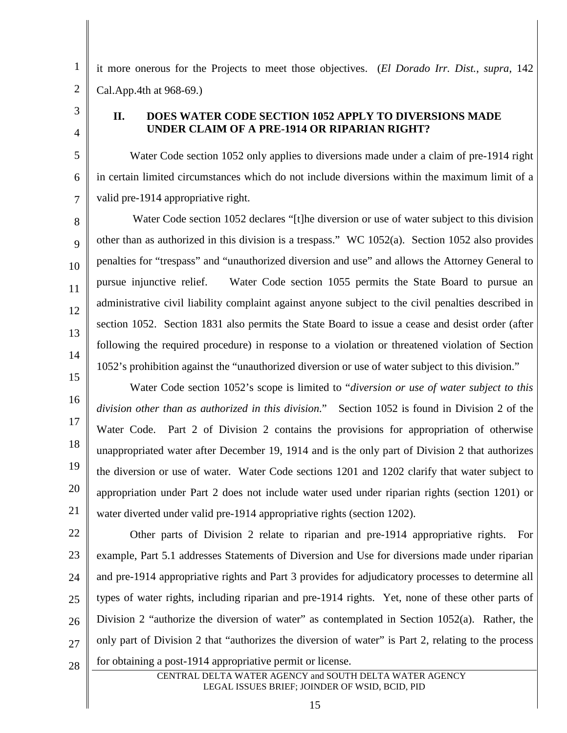it more onerous for the Projects to meet those objectives. (*El Dorado Irr. Dist.*, *supra*, 142 Cal.App.4th at 968-69.)

## II. DOES WATER CODE SECTION 1052 APPLY TO DIVERSIONS MADE UNDER CLAIM OF A PRE-1914 OR RIPARIAN RIGHT?

Water Code section 1052 only applies to diversions made under a claim of pre-1914 right in certain limited circumstances which do not include diversions within the maximum limit of a valid pre-1914 appropriative right.

Water Code section 1052 declares "[t]he diversion or use of water subject to this division other than as authorized in this division is a trespass." WC 1052(a). Section 1052 also provides penalties for "trespass" and "unauthorized diversion and use" and allows the Attorney General to pursue injunctive relief. Water Code section 1055 permits the State Board to pursue an administrative civil liability complaint against anyone subject to the civil penalties described in section 1052. Section 1831 also permits the State Board to issue a cease and desist order (after following the required procedure) in response to a violation or threatened violation of Section 1052's prohibition against the "unauthorized diversion or use of water subject to this division."

Water Code section 1052's scope is limited to "*diversion or use of water subject to this division other than as authorized in this division.*" Section 1052 is found in Division 2 of the Water Code. Part 2 of Division 2 contains the provisions for appropriation of otherwise unappropriated water after December 19, 1914 and is the only part of Division 2 that authorizes the diversion or use of water. Water Code sections 1201 and 1202 clarify that water subject to appropriation under Part 2 does not include water used under riparian rights (section 1201) or water diverted under valid pre-1914 appropriative rights (section 1202).

Other parts of Division 2 relate to riparian and pre-1914 appropriative rights. For example, Part 5.1 addresses Statements of Diversion and Use for diversions made under riparian and pre-1914 appropriative rights and Part 3 provides for adjudicatory processes to determine all types of water rights, including riparian and pre-1914 rights. Yet, none of these other parts of Division 2 "authorize the diversion of water" as contemplated in Section 1052(a). Rather, the only part of Division 2 that "authorizes the diversion of water" is Part 2, relating to the process for obtaining a post-1914 appropriative permit or license.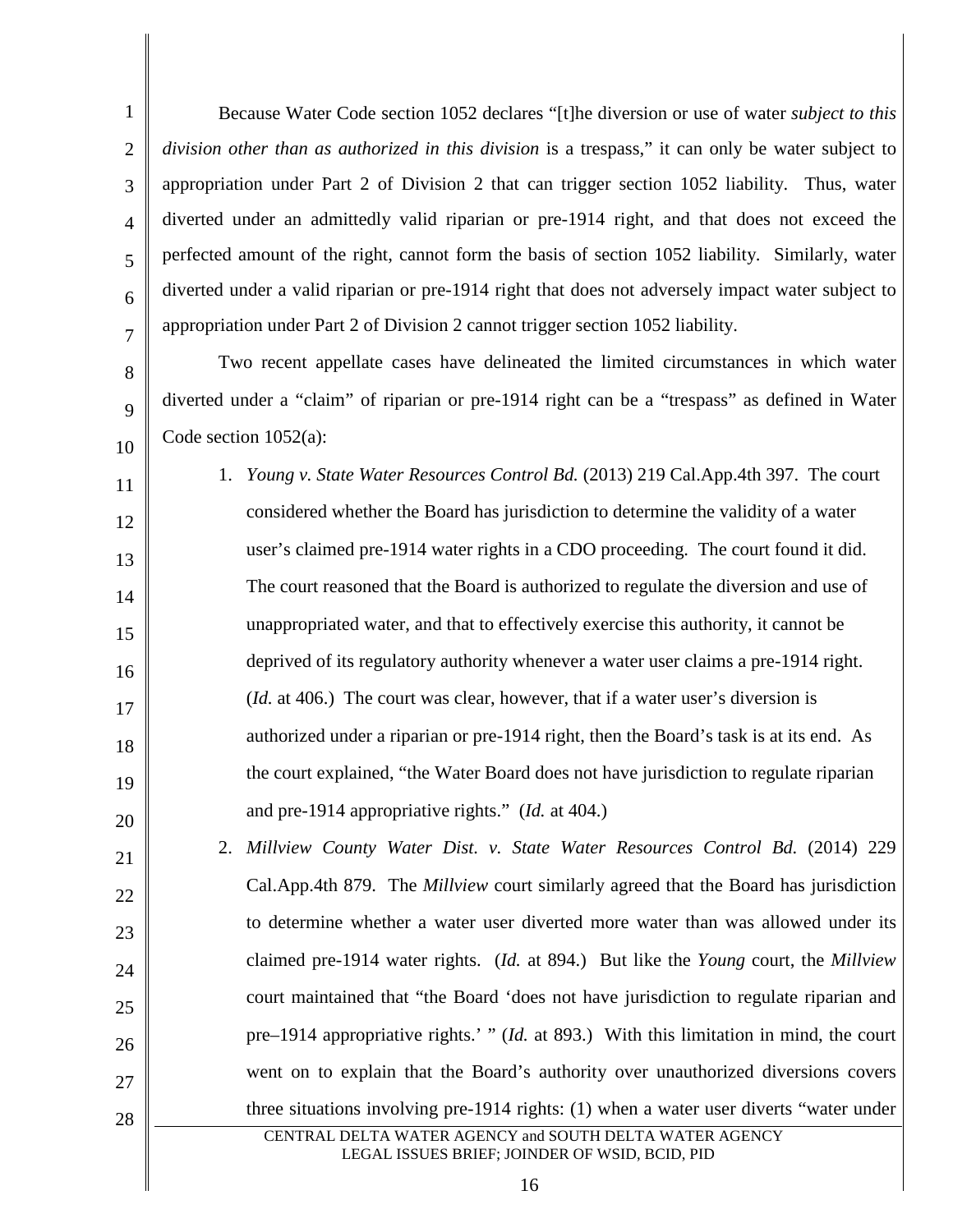Because Water Code section 1052 declares "[t]he diversion or use of water *subject to this division other than as authorized in this division* is a trespass," it can only be water subject to appropriation under Part 2 of Division 2 that can trigger section 1052 liability. Thus, water diverted under an admittedly valid riparian or pre-1914 right, and that does not exceed the perfected amount of the right, cannot form the basis of section 1052 liability. Similarly, water diverted under a valid riparian or pre-1914 right that does not adversely impact water subject to appropriation under Part 2 of Division 2 cannot trigger section 1052 liability.

Two recent appellate cases have delineated the limited circumstances in which water diverted under a "claim" of riparian or pre-1914 right can be a "trespass" as defined in Water Code section 1052(a):

1. *Young v. State Water Resources Control Bd.* (2013) 219 Cal.App.4th 397. The court considered whether the Board has jurisdiction to determine the validity of a water user's claimed pre-1914 water rights in a CDO proceeding. The court found it did. The court reasoned that the Board is authorized to regulate the diversion and use of unappropriated water, and that to effectively exercise this authority, it cannot be deprived of its regulatory authority whenever a water user claims a pre-1914 right. (*Id.* at 406.) The court was clear, however, that if a water user's diversion is authorized under a riparian or pre-1914 right, then the Board's task is at its end. As the court explained, "the Water Board does not have jurisdiction to regulate riparian and pre-1914 appropriative rights." (*Id.* at 404.)

2. *Millview County Water Dist. v. State Water Resources Control Bd.* (2014) 229 Cal.App.4th 879. The *Millview* court similarly agreed that the Board has jurisdiction to determine whether a water user diverted more water than was allowed under its claimed pre-1914 water rights. (*Id.* at 894.) But like the *Young* court, the *Millview* court maintained that "the Board 'does not have jurisdiction to regulate riparian and pre–1914 appropriative rights.' " (*Id.* at 893.) With this limitation in mind, the court went on to explain that the Board's authority over unauthorized diversions covers three situations involving pre-1914 rights: (1) when a water user diverts "water under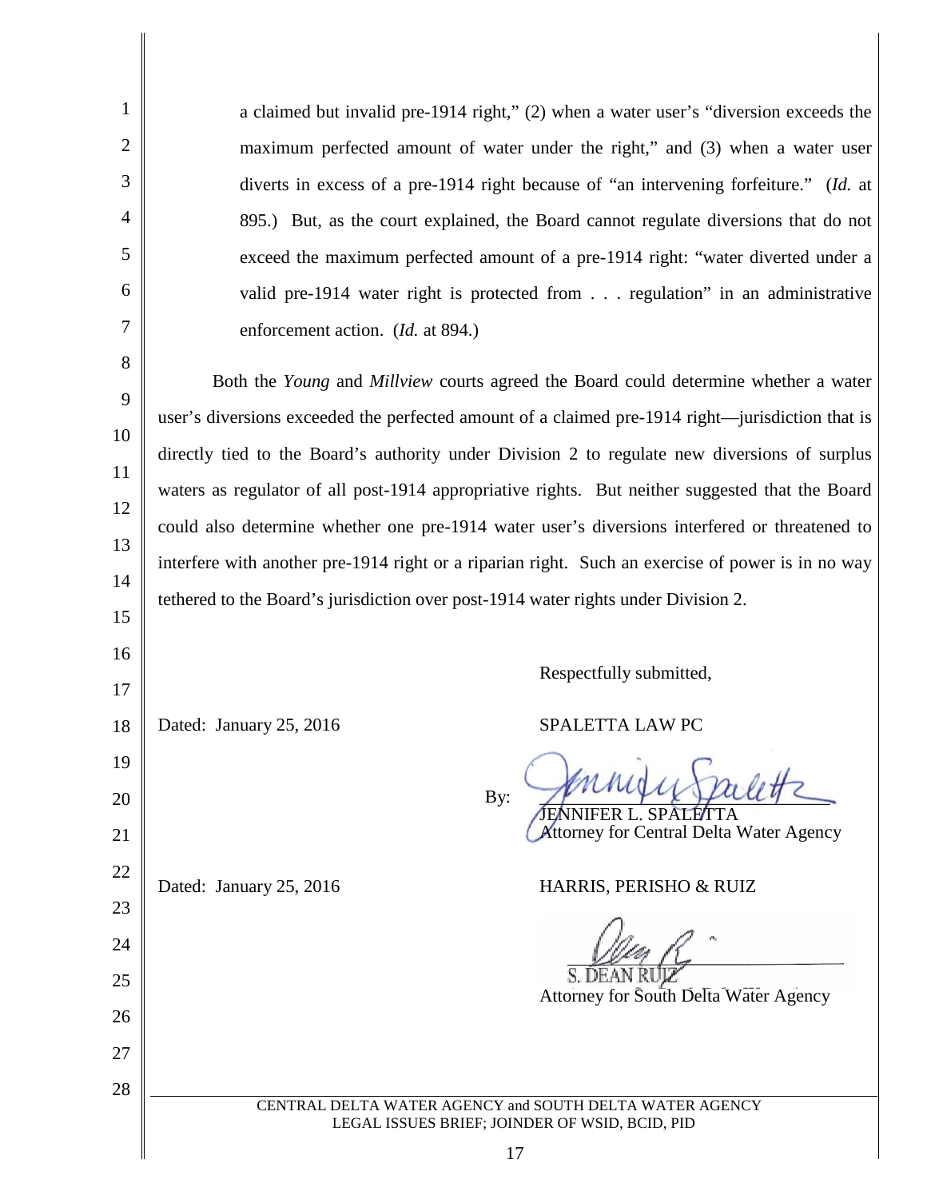a claimed but invalid pre-1914 right," (2) when a water user's "diversion exceeds the maximum perfected amount of water under the right," and (3) when a water user diverts in excess of a pre-1914 right because of "an intervening forfeiture." (*Id.* at 895.) But, as the court explained, the Board cannot regulate diversions that do not exceed the maximum perfected amount of a pre-1914 right: "water diverted under a valid pre-1914 water right is protected from . . . regulation" in an administrative enforcement action. (*Id.* at 894.)

Both the *Young* and *Millview* courts agreed the Board could determine whether a water user's diversions exceeded the perfected amount of a claimed pre-1914 right—jurisdiction that is directly tied to the Board's authority under Division 2 to regulate new diversions of surplus waters as regulator of all post-1914 appropriative rights. But neither suggested that the Board could also determine whether one pre-1914 water user's diversions interfered or threatened to interfere with another pre-1914 right or a riparian right. Such an exercise of power is in no way tethered to the Board's jurisdiction over post-1914 water rights under Division 2.

Respectfully submitted,

Dated: January 25, 2016

SPALETTA LAW PC

By: ______________________
JENNIFER L. SPALETTA
Attorney for Central Delta Water Agency

Dated: January 25, 2016

HARRIS, PERISHO & RUIZ

______________________
S. DEAN RUIZ
Attorney for South Delta Water Agency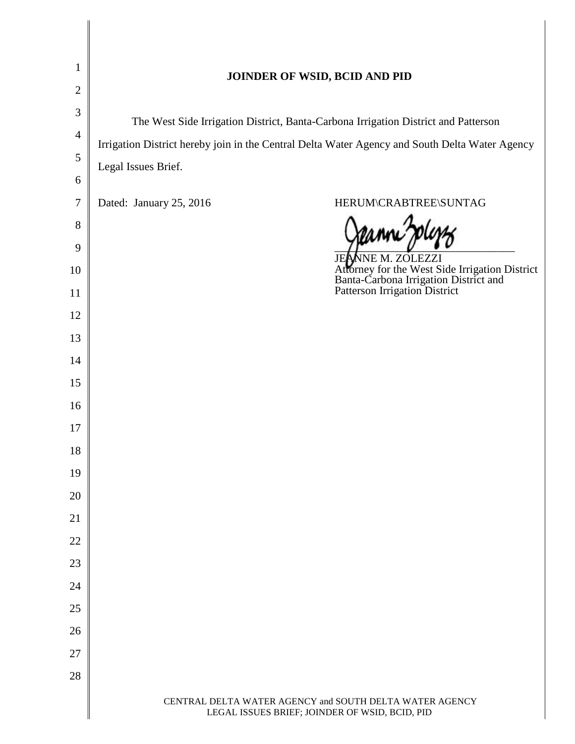**JOINDER OF WSID, BCID AND PID**

The West Side Irrigation District, Banta-Carbona Irrigation District and Patterson Irrigation District hereby join in the Central Delta Water Agency and South Delta Water Agency Legal Issues Brief.

Dated: January 25, 2016

HERUM\CRABTREE\SUNTAG

JEANNE M. ZOLEZZI
Attorney for the West Side Irrigation District
Banta-Carbona Irrigation District and
Patterson Irrigation District